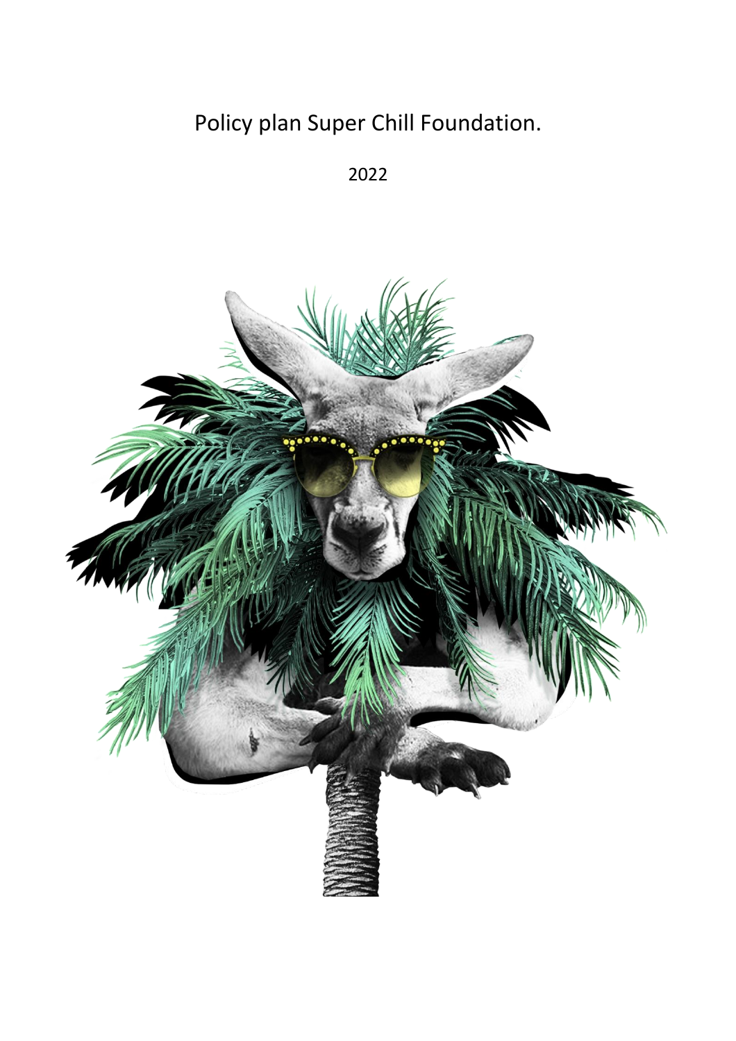# Policy plan Super Chill Foundation.

2022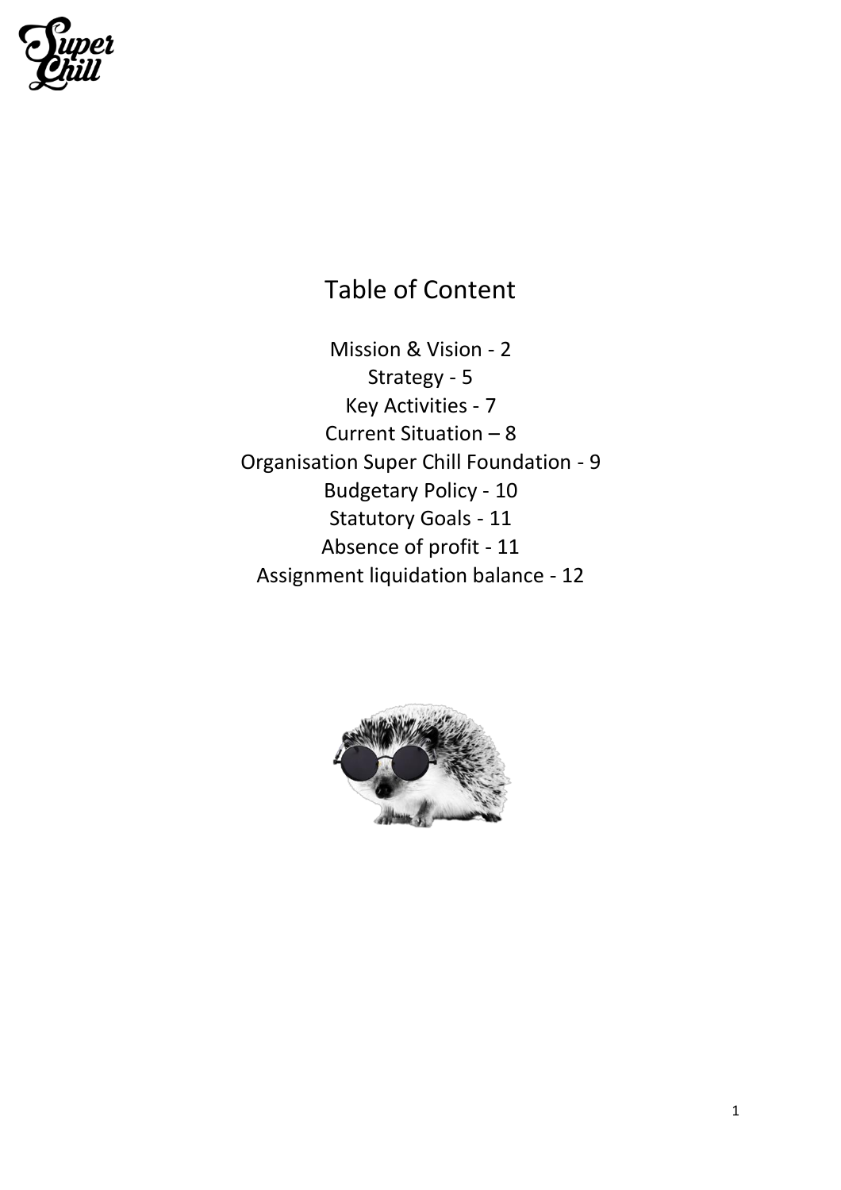# Table of Content

Mission & Vision - 2
Strategy - 5
Key Activities - 7
Current Situation – 8
Organisation Super Chill Foundation - 9
Budgetary Policy - 10
Statutory Goals - 11
Absence of profit - 11
Assignment liquidation balance - 12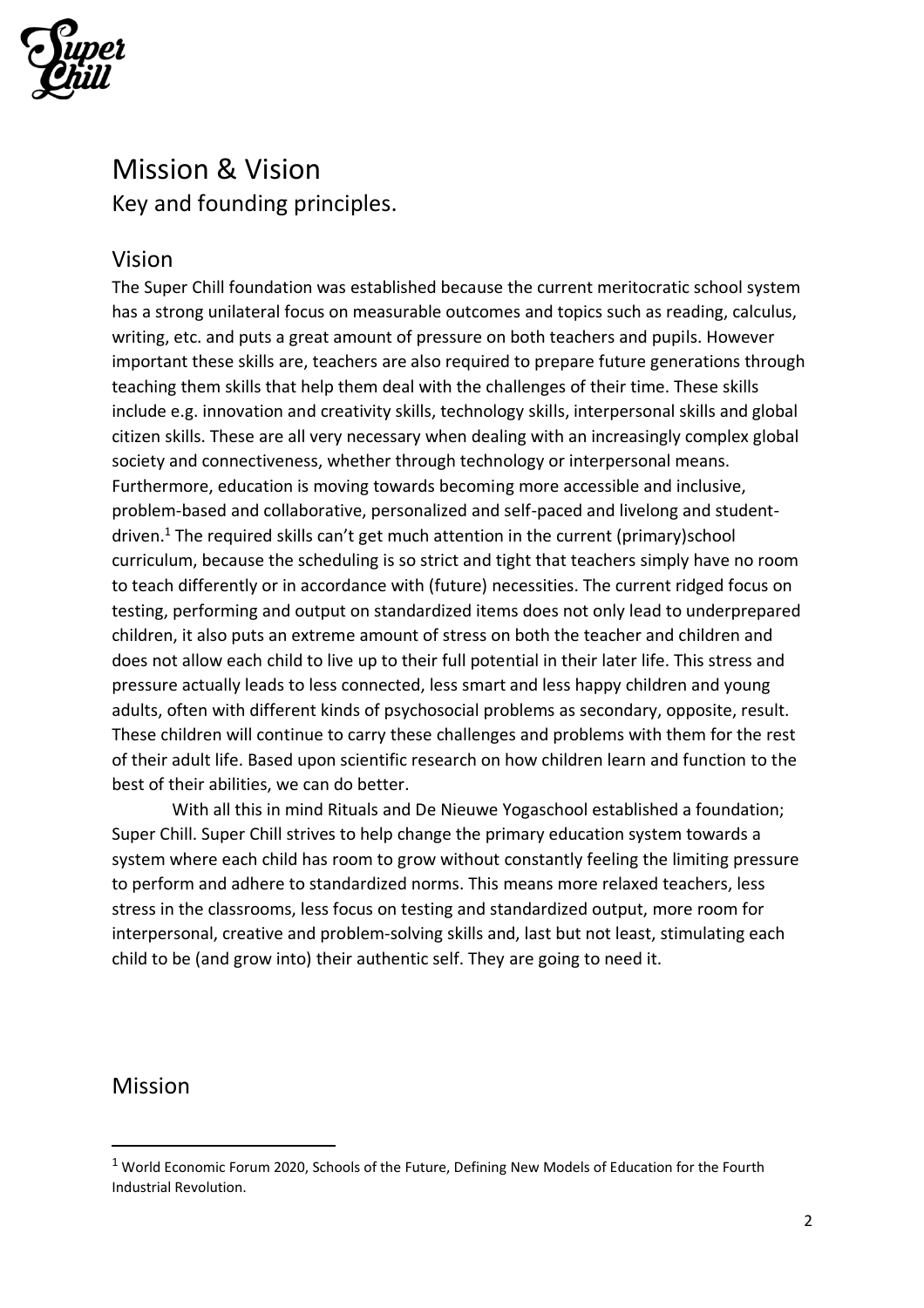# Mission & Vision

Key and founding principles.

## Vision

The Super Chill foundation was established because the current meritocratic school system has a strong unilateral focus on measurable outcomes and topics such as reading, calculus, writing, etc. and puts a great amount of pressure on both teachers and pupils. However important these skills are, teachers are also required to prepare future generations through teaching them skills that help them deal with the challenges of their time. These skills include e.g. innovation and creativity skills, technology skills, interpersonal skills and global citizen skills. These are all very necessary when dealing with an increasingly complex global society and connectiveness, whether through technology or interpersonal means. Furthermore, education is moving towards becoming more accessible and inclusive, problem-based and collaborative, personalized and self-paced and livelong and student-driven.[1] The required skills can't get much attention in the current (primary)school curriculum, because the scheduling is so strict and tight that teachers simply have no room to teach differently or in accordance with (future) necessities. The current ridged focus on testing, performing and output on standardized items does not only lead to underprepared children, it also puts an extreme amount of stress on both the teacher and children and does not allow each child to live up to their full potential in their later life. This stress and pressure actually leads to less connected, less smart and less happy children and young adults, often with different kinds of psychosocial problems as secondary, opposite, result. These children will continue to carry these challenges and problems with them for the rest of their adult life. Based upon scientific research on how children learn and function to the best of their abilities, we can do better.

With all this in mind Rituals and De Nieuwe Yogaschool established a foundation; Super Chill. Super Chill strives to help change the primary education system towards a system where each child has room to grow without constantly feeling the limiting pressure to perform and adhere to standardized norms. This means more relaxed teachers, less stress in the classrooms, less focus on testing and standardized output, more room for interpersonal, creative and problem-solving skills and, last but not least, stimulating each child to be (and grow into) their authentic self. They are going to need it.

## Mission

[1] World Economic Forum 2020, Schools of the Future, Defining New Models of Education for the Fourth Industrial Revolution.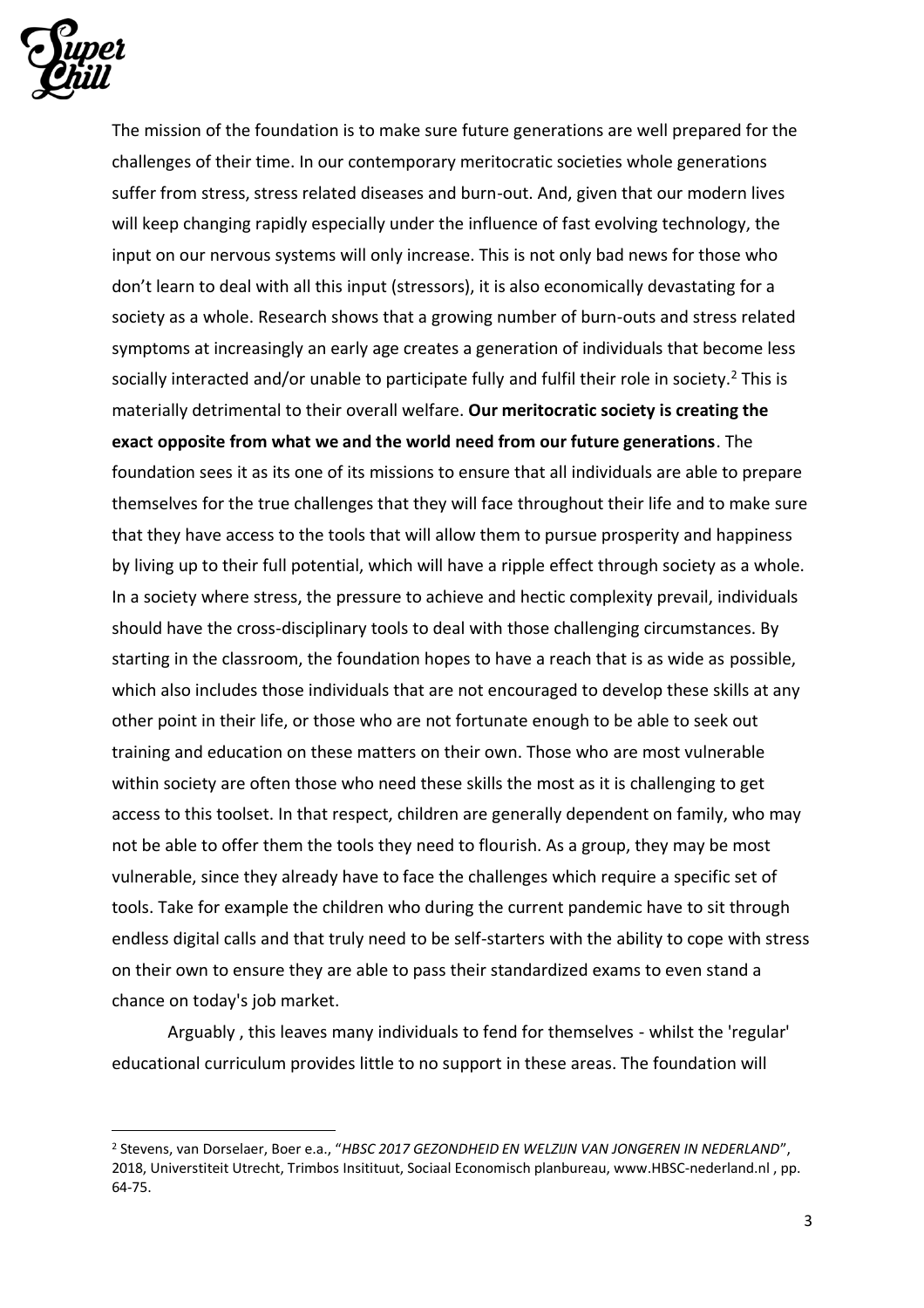The mission of the foundation is to make sure future generations are well prepared for the challenges of their time. In our contemporary meritocratic societies whole generations suffer from stress, stress related diseases and burn-out. And, given that our modern lives will keep changing rapidly especially under the influence of fast evolving technology, the input on our nervous systems will only increase. This is not only bad news for those who don't learn to deal with all this input (stressors), it is also economically devastating for a society as a whole. Research shows that a growing number of burn-outs and stress related symptoms at increasingly an early age creates a generation of individuals that become less socially interacted and/or unable to participate fully and fulfil their role in society.[2] This is materially detrimental to their overall welfare. **Our meritocratic society is creating the exact opposite from what we and the world need from our future generations**. The foundation sees it as its one of its missions to ensure that all individuals are able to prepare themselves for the true challenges that they will face throughout their life and to make sure that they have access to the tools that will allow them to pursue prosperity and happiness by living up to their full potential, which will have a ripple effect through society as a whole. In a society where stress, the pressure to achieve and hectic complexity prevail, individuals should have the cross-disciplinary tools to deal with those challenging circumstances. By starting in the classroom, the foundation hopes to have a reach that is as wide as possible, which also includes those individuals that are not encouraged to develop these skills at any other point in their life, or those who are not fortunate enough to be able to seek out training and education on these matters on their own. Those who are most vulnerable within society are often those who need these skills the most as it is challenging to get access to this toolset. In that respect, children are generally dependent on family, who may not be able to offer them the tools they need to flourish. As a group, they may be most vulnerable, since they already have to face the challenges which require a specific set of tools. Take for example the children who during the current pandemic have to sit through endless digital calls and that truly need to be self-starters with the ability to cope with stress on their own to ensure they are able to pass their standardized exams to even stand a chance on today's job market.

Arguably , this leaves many individuals to fend for themselves - whilst the 'regular' educational curriculum provides little to no support in these areas. The foundation will

---

[2] Stevens, van Dorselaer, Boer e.a., "*HBSC 2017 GEZONDHEID EN WELZIJN VAN JONGEREN IN NEDERLAND*", 2018, Universtiteit Utrecht, Trimbos Insitituut, Sociaal Economisch planbureau, www.HBSC-nederland.nl , pp. 64-75.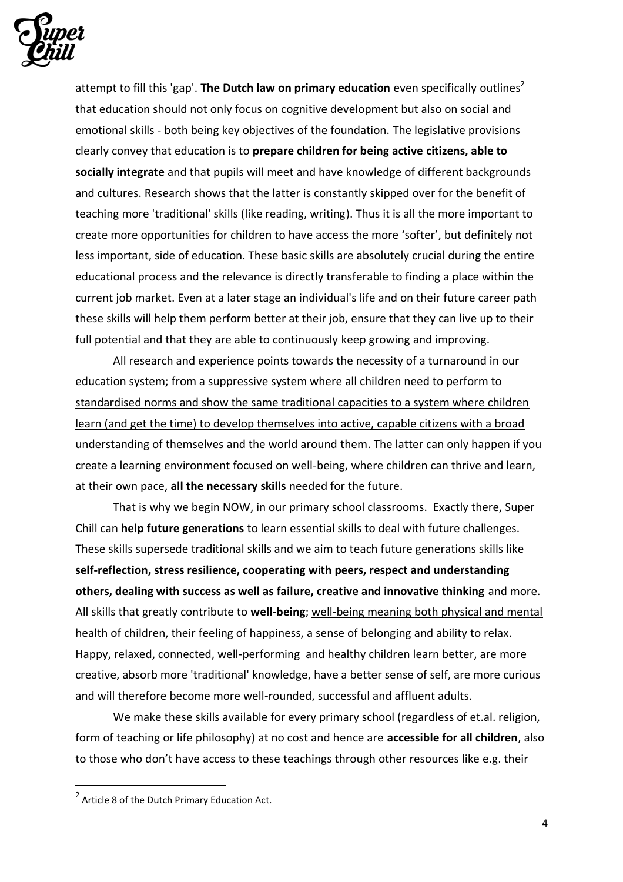attempt to fill this 'gap'. **The Dutch law on primary education** even specifically outlines[2] that education should not only focus on cognitive development but also on social and emotional skills - both being key objectives of the foundation. The legislative provisions clearly convey that education is to **prepare children for being active citizens, able to socially integrate** and that pupils will meet and have knowledge of different backgrounds and cultures. Research shows that the latter is constantly skipped over for the benefit of teaching more 'traditional' skills (like reading, writing). Thus it is all the more important to create more opportunities for children to have access the more 'softer', but definitely not less important, side of education. These basic skills are absolutely crucial during the entire educational process and the relevance is directly transferable to finding a place within the current job market. Even at a later stage an individual's life and on their future career path these skills will help them perform better at their job, ensure that they can live up to their full potential and that they are able to continuously keep growing and improving.

All research and experience points towards the necessity of a turnaround in our education system; <u>from a suppressive system where all children need to perform to standardised norms and show the same traditional capacities to a system where children learn (and get the time) to develop themselves into active, capable citizens with a broad understanding of themselves and the world around them</u>. The latter can only happen if you create a learning environment focused on well-being, where children can thrive and learn, at their own pace, **all the necessary skills** needed for the future.

That is why we begin NOW, in our primary school classrooms. Exactly there, Super Chill can **help future generations** to learn essential skills to deal with future challenges. These skills supersede traditional skills and we aim to teach future generations skills like **self-reflection, stress resilience, cooperating with peers, respect and understanding others, dealing with success as well as failure, creative and innovative thinking** and more. All skills that greatly contribute to **well-being**; <u>well-being meaning both physical and mental health of children, their feeling of happiness, a sense of belonging and ability to relax.</u> Happy, relaxed, connected, well-performing and healthy children learn better, are more creative, absorb more 'traditional' knowledge, have a better sense of self, are more curious and will therefore become more well-rounded, successful and affluent adults.

We make these skills available for every primary school (regardless of et.al. religion, form of teaching or life philosophy) at no cost and hence are **accessible for all children**, also to those who don't have access to these teachings through other resources like e.g. their

[2] Article 8 of the Dutch Primary Education Act.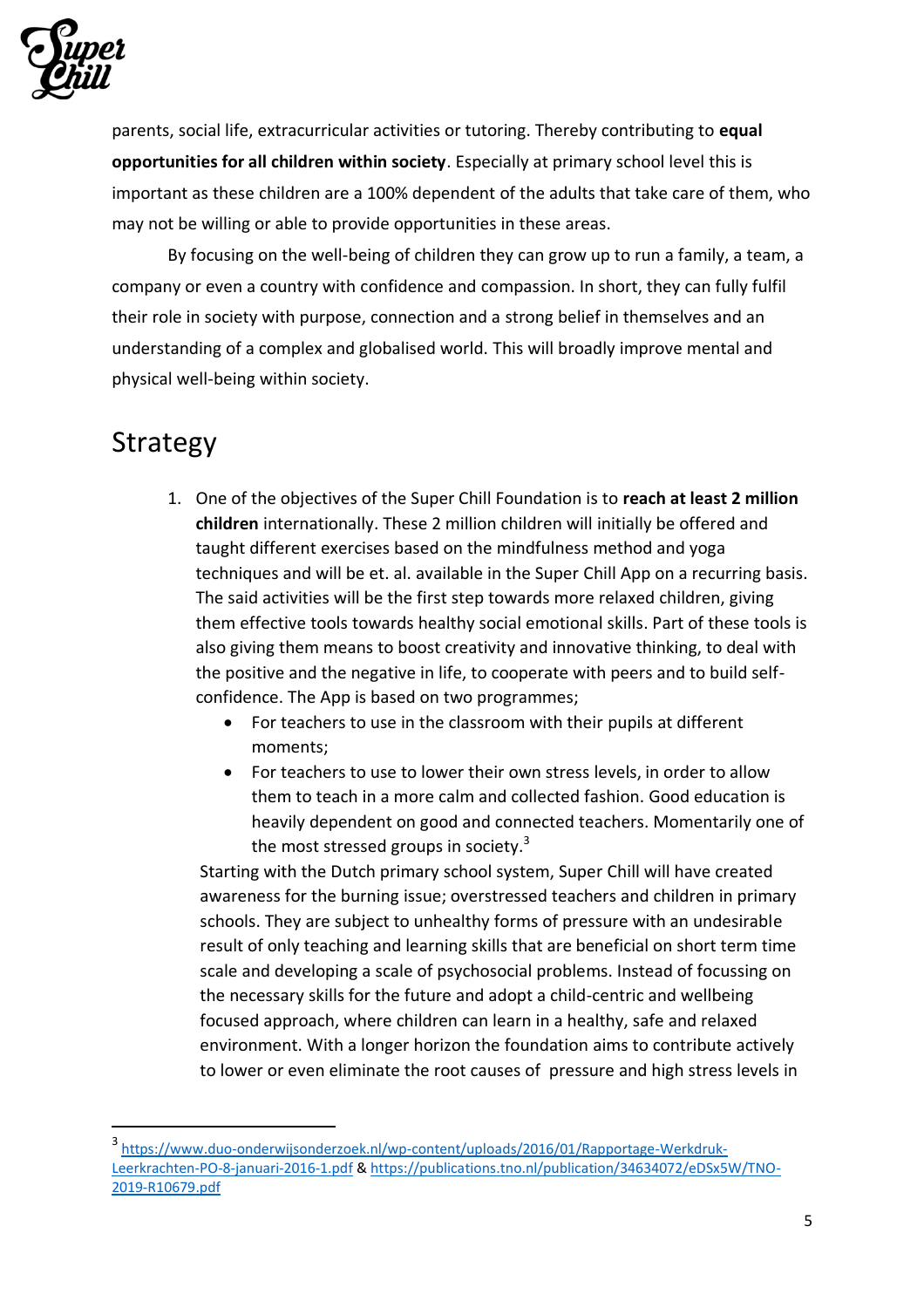parents, social life, extracurricular activities or tutoring. Thereby contributing to **equal opportunities for all children within society**. Especially at primary school level this is important as these children are a 100% dependent of the adults that take care of them, who may not be willing or able to provide opportunities in these areas.

By focusing on the well-being of children they can grow up to run a family, a team, a company or even a country with confidence and compassion. In short, they can fully fulfil their role in society with purpose, connection and a strong belief in themselves and an understanding of a complex and globalised world. This will broadly improve mental and physical well-being within society.

## Strategy

1. One of the objectives of the Super Chill Foundation is to **reach at least 2 million children** internationally. These 2 million children will initially be offered and taught different exercises based on the mindfulness method and yoga techniques and will be et. al. available in the Super Chill App on a recurring basis. The said activities will be the first step towards more relaxed children, giving them effective tools towards healthy social emotional skills. Part of these tools is also giving them means to boost creativity and innovative thinking, to deal with the positive and the negative in life, to cooperate with peers and to build self-confidence. The App is based on two programmes;
    - For teachers to use in the classroom with their pupils at different moments;
    - For teachers to use to lower their own stress levels, in order to allow them to teach in a more calm and collected fashion. Good education is heavily dependent on good and connected teachers. Momentarily one of the most stressed groups in society.[3]

   Starting with the Dutch primary school system, Super Chill will have created awareness for the burning issue; overstressed teachers and children in primary schools. They are subject to unhealthy forms of pressure with an undesirable result of only teaching and learning skills that are beneficial on short term time scale and developing a scale of psychosocial problems. Instead of focussing on the necessary skills for the future and adopt a child-centric and wellbeing focused approach, where children can learn in a healthy, safe and relaxed environment. With a longer horizon the foundation aims to contribute actively to lower or even eliminate the root causes of pressure and high stress levels in

[3] https://www.duo-onderwijsonderzoek.nl/wp-content/uploads/2016/01/Rapportage-Werkdruk-Leerkrachten-PO-8-januari-2016-1.pdf & https://publications.tno.nl/publication/34634072/eDSx5W/TNO-2019-R10679.pdf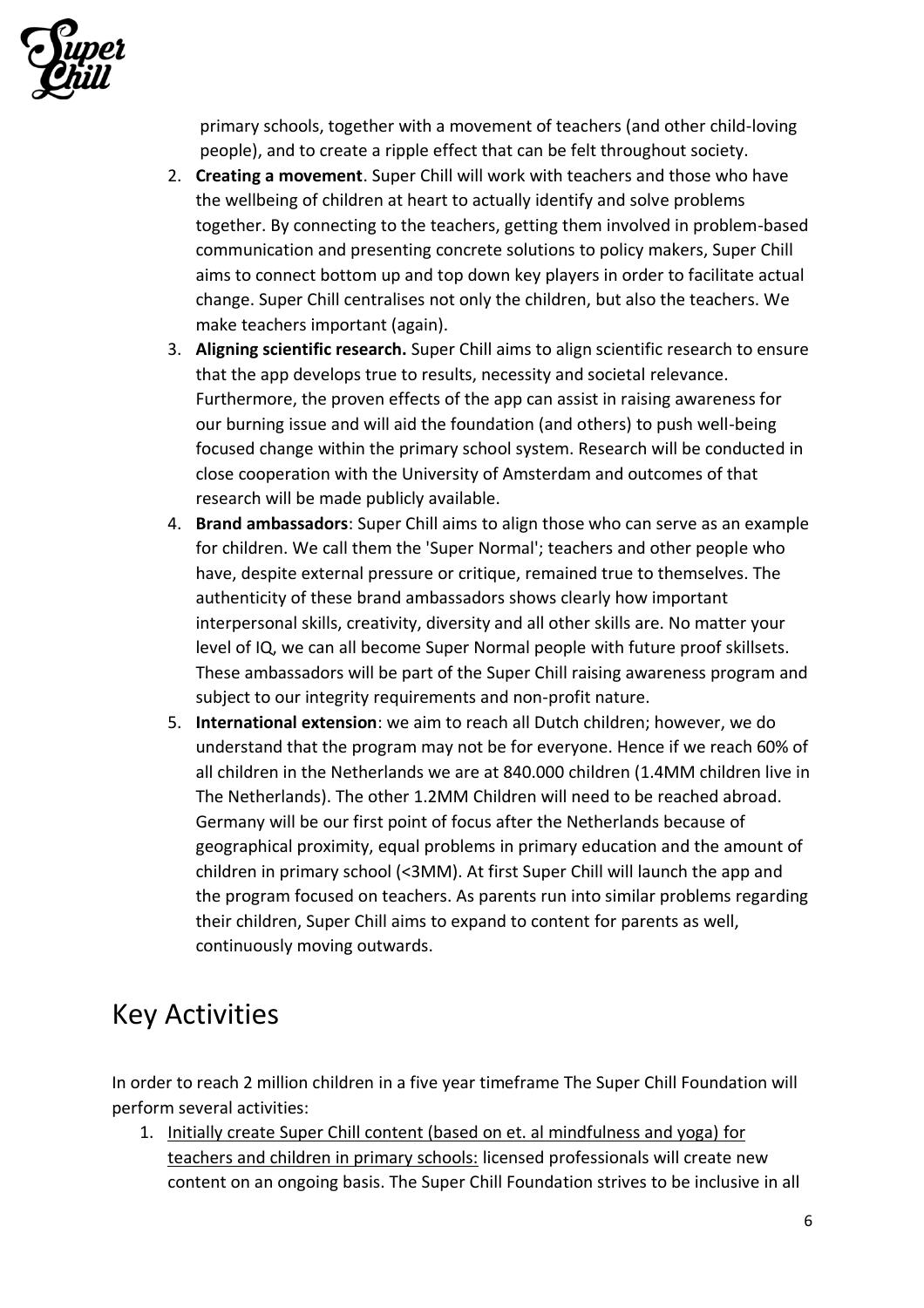primary schools, together with a movement of teachers (and other child-loving people), and to create a ripple effect that can be felt throughout society.

2. **Creating a movement**. Super Chill will work with teachers and those who have the wellbeing of children at heart to actually identify and solve problems together. By connecting to the teachers, getting them involved in problem-based communication and presenting concrete solutions to policy makers, Super Chill aims to connect bottom up and top down key players in order to facilitate actual change. Super Chill centralises not only the children, but also the teachers. We make teachers important (again).
3. **Aligning scientific research.** Super Chill aims to align scientific research to ensure that the app develops true to results, necessity and societal relevance. Furthermore, the proven effects of the app can assist in raising awareness for our burning issue and will aid the foundation (and others) to push well-being focused change within the primary school system. Research will be conducted in close cooperation with the University of Amsterdam and outcomes of that research will be made publicly available.
4. **Brand ambassadors**: Super Chill aims to align those who can serve as an example for children. We call them the 'Super Normal'; teachers and other people who have, despite external pressure or critique, remained true to themselves. The authenticity of these brand ambassadors shows clearly how important interpersonal skills, creativity, diversity and all other skills are. No matter your level of IQ, we can all become Super Normal people with future proof skillsets. These ambassadors will be part of the Super Chill raising awareness program and subject to our integrity requirements and non-profit nature.
5. **International extension**: we aim to reach all Dutch children; however, we do understand that the program may not be for everyone. Hence if we reach 60% of all children in the Netherlands we are at 840.000 children (1.4MM children live in The Netherlands). The other 1.2MM Children will need to be reached abroad. Germany will be our first point of focus after the Netherlands because of geographical proximity, equal problems in primary education and the amount of children in primary school (<3MM). At first Super Chill will launch the app and the program focused on teachers. As parents run into similar problems regarding their children, Super Chill aims to expand to content for parents as well, continuously moving outwards.

## Key Activities

In order to reach 2 million children in a five year timeframe The Super Chill Foundation will perform several activities:

1. <u>Initially create Super Chill content (based on et. al mindfulness and yoga) for teachers and children in primary schools:</u> licensed professionals will create new content on an ongoing basis. The Super Chill Foundation strives to be inclusive in all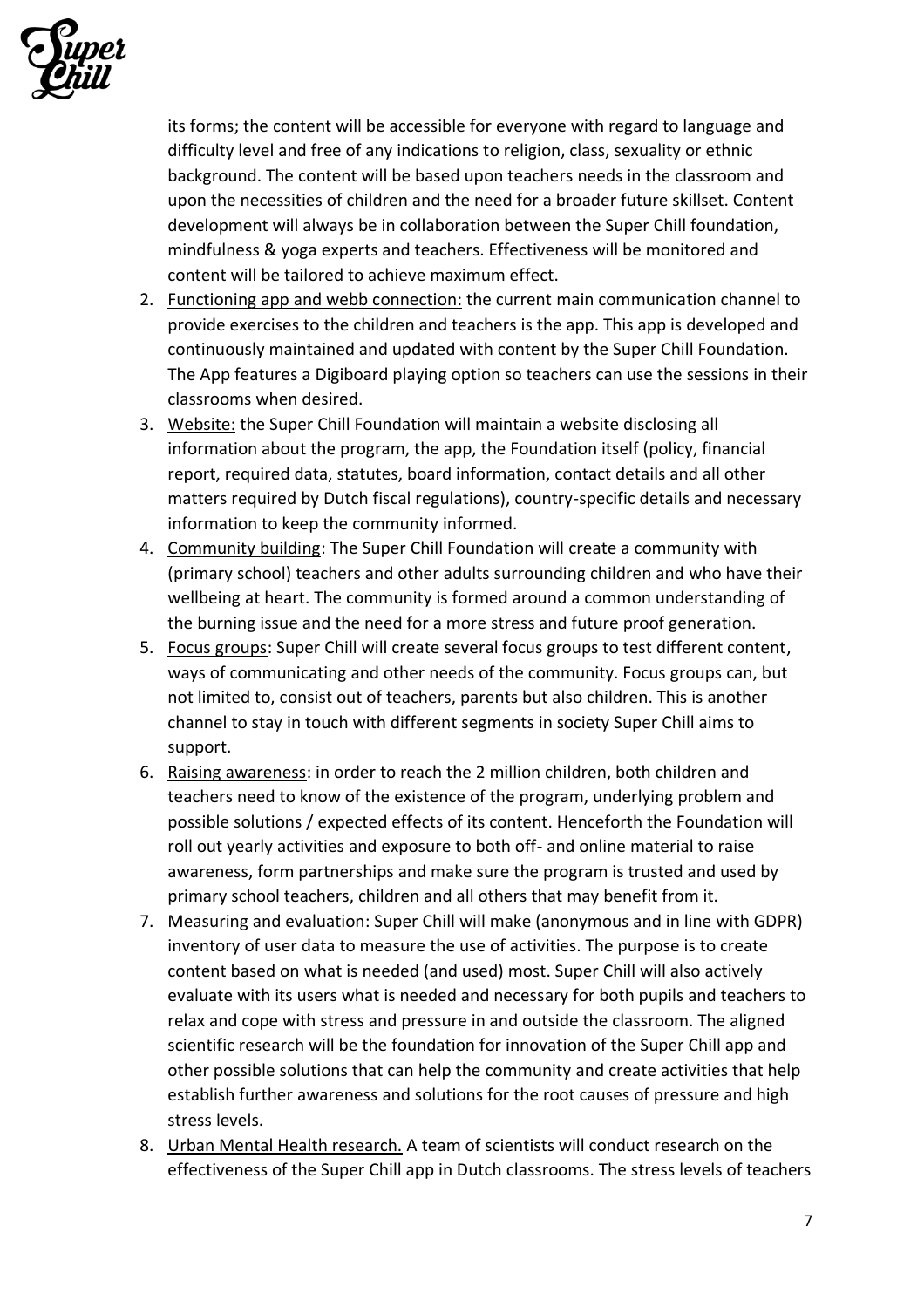its forms; the content will be accessible for everyone with regard to language and difficulty level and free of any indications to religion, class, sexuality or ethnic background. The content will be based upon teachers needs in the classroom and upon the necessities of children and the need for a broader future skillset. Content development will always be in collaboration between the Super Chill foundation, mindfulness & yoga experts and teachers. Effectiveness will be monitored and content will be tailored to achieve maximum effect.

2. <u>Functioning app and webb connection:</u> the current main communication channel to provide exercises to the children and teachers is the app. This app is developed and continuously maintained and updated with content by the Super Chill Foundation. The App features a Digiboard playing option so teachers can use the sessions in their classrooms when desired.
3. <u>Website:</u> the Super Chill Foundation will maintain a website disclosing all information about the program, the app, the Foundation itself (policy, financial report, required data, statutes, board information, contact details and all other matters required by Dutch fiscal regulations), country-specific details and necessary information to keep the community informed.
4. <u>Community building</u>: The Super Chill Foundation will create a community with (primary school) teachers and other adults surrounding children and who have their wellbeing at heart. The community is formed around a common understanding of the burning issue and the need for a more stress and future proof generation.
5. <u>Focus groups</u>: Super Chill will create several focus groups to test different content, ways of communicating and other needs of the community. Focus groups can, but not limited to, consist out of teachers, parents but also children. This is another channel to stay in touch with different segments in society Super Chill aims to support.
6. <u>Raising awareness</u>: in order to reach the 2 million children, both children and teachers need to know of the existence of the program, underlying problem and possible solutions / expected effects of its content. Henceforth the Foundation will roll out yearly activities and exposure to both off- and online material to raise awareness, form partnerships and make sure the program is trusted and used by primary school teachers, children and all others that may benefit from it.
7. <u>Measuring and evaluation</u>: Super Chill will make (anonymous and in line with GDPR) inventory of user data to measure the use of activities. The purpose is to create content based on what is needed (and used) most. Super Chill will also actively evaluate with its users what is needed and necessary for both pupils and teachers to relax and cope with stress and pressure in and outside the classroom. The aligned scientific research will be the foundation for innovation of the Super Chill app and other possible solutions that can help the community and create activities that help establish further awareness and solutions for the root causes of pressure and high stress levels.
8. <u>Urban Mental Health research.</u> A team of scientists will conduct research on the effectiveness of the Super Chill app in Dutch classrooms. The stress levels of teachers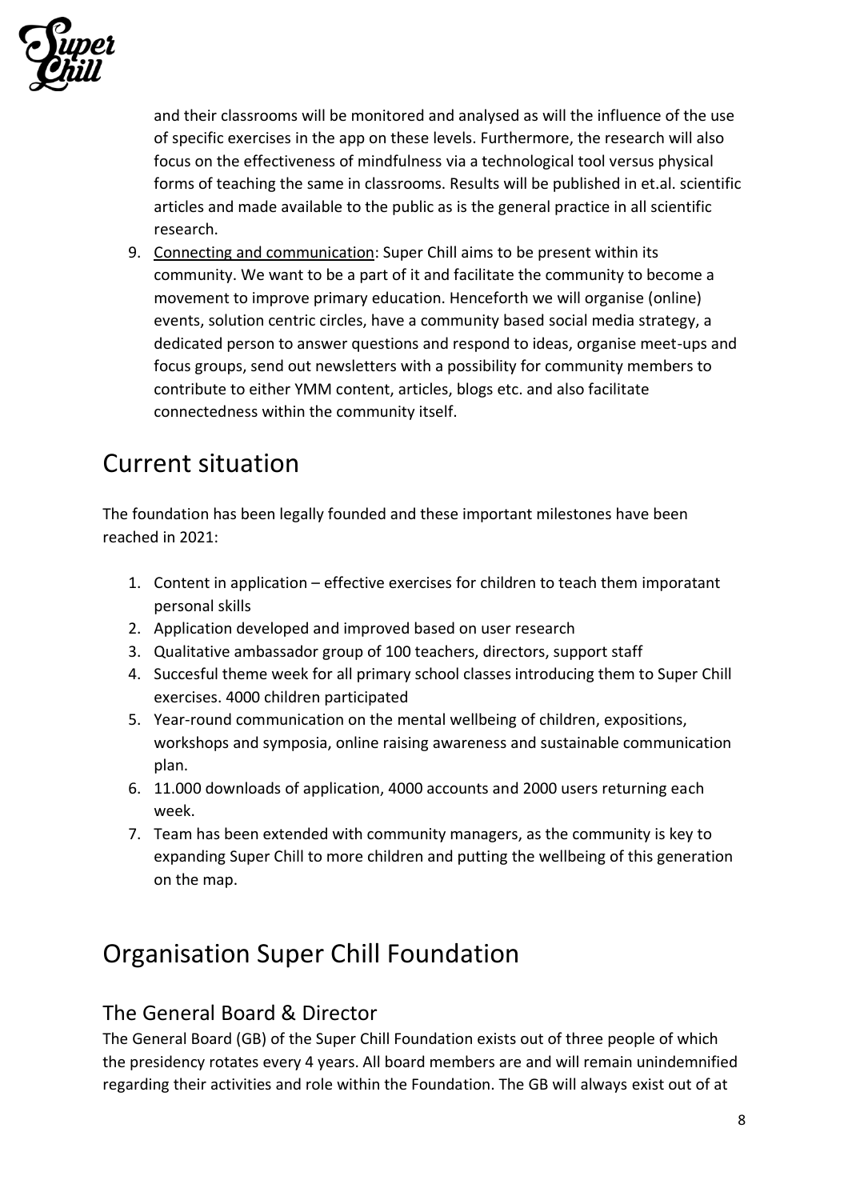and their classrooms will be monitored and analysed as will the influence of the use of specific exercises in the app on these levels. Furthermore, the research will also focus on the effectiveness of mindfulness via a technological tool versus physical forms of teaching the same in classrooms. Results will be published in et.al. scientific articles and made available to the public as is the general practice in all scientific research.

9. Connecting and communication: Super Chill aims to be present within its community. We want to be a part of it and facilitate the community to become a movement to improve primary education. Henceforth we will organise (online) events, solution centric circles, have a community based social media strategy, a dedicated person to answer questions and respond to ideas, organise meet-ups and focus groups, send out newsletters with a possibility for community members to contribute to either YMM content, articles, blogs etc. and also facilitate connectedness within the community itself.

# Current situation

The foundation has been legally founded and these important milestones have been reached in 2021:

1. Content in application – effective exercises for children to teach them imporatant personal skills
2. Application developed and improved based on user research
3. Qualitative ambassador group of 100 teachers, directors, support staff
4. Succesful theme week for all primary school classes introducing them to Super Chill exercises. 4000 children participated
5. Year-round communication on the mental wellbeing of children, expositions, workshops and symposia, online raising awareness and sustainable communication plan.
6. 11.000 downloads of application, 4000 accounts and 2000 users returning each week.
7. Team has been extended with community managers, as the community is key to expanding Super Chill to more children and putting the wellbeing of this generation on the map.

# Organisation Super Chill Foundation

## The General Board & Director

The General Board (GB) of the Super Chill Foundation exists out of three people of which the presidency rotates every 4 years. All board members are and will remain unindemnified regarding their activities and role within the Foundation. The GB will always exist out of at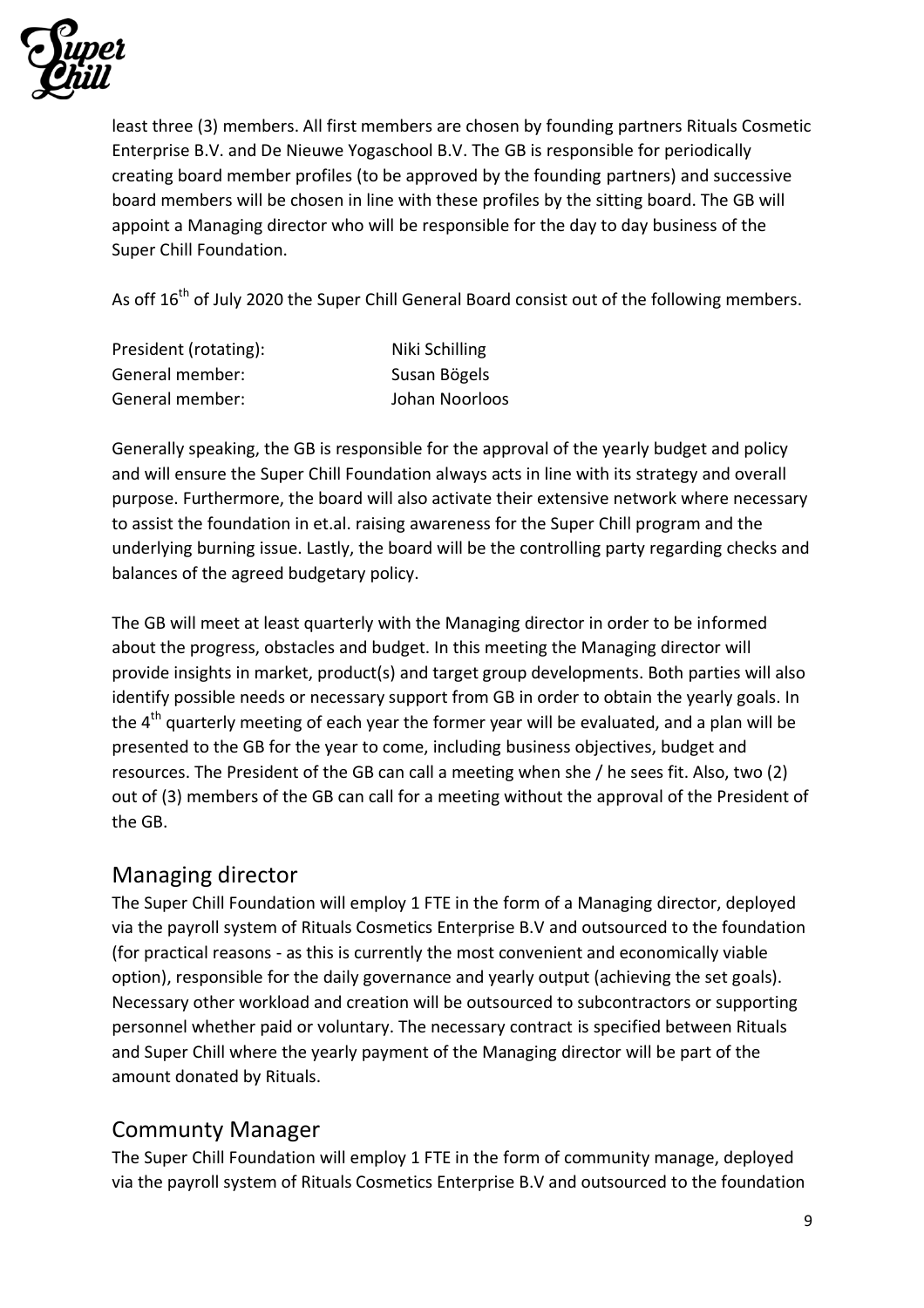least three (3) members. All first members are chosen by founding partners Rituals Cosmetic Enterprise B.V. and De Nieuwe Yogaschool B.V. The GB is responsible for periodically creating board member profiles (to be approved by the founding partners) and successive board members will be chosen in line with these profiles by the sitting board. The GB will appoint a Managing director who will be responsible for the day to day business of the Super Chill Foundation.

As off 16th of July 2020 the Super Chill General Board consist out of the following members.

| | |
|---|---|
| President (rotating): | Niki Schilling |
| General member: | Susan Bögels |
| General member: | Johan Noorloos |

Generally speaking, the GB is responsible for the approval of the yearly budget and policy and will ensure the Super Chill Foundation always acts in line with its strategy and overall purpose. Furthermore, the board will also activate their extensive network where necessary to assist the foundation in et.al. raising awareness for the Super Chill program and the underlying burning issue. Lastly, the board will be the controlling party regarding checks and balances of the agreed budgetary policy.

The GB will meet at least quarterly with the Managing director in order to be informed about the progress, obstacles and budget. In this meeting the Managing director will provide insights in market, product(s) and target group developments. Both parties will also identify possible needs or necessary support from GB in order to obtain the yearly goals. In the 4th quarterly meeting of each year the former year will be evaluated, and a plan will be presented to the GB for the year to come, including business objectives, budget and resources. The President of the GB can call a meeting when she / he sees fit. Also, two (2) out of (3) members of the GB can call for a meeting without the approval of the President of the GB.

## Managing director

The Super Chill Foundation will employ 1 FTE in the form of a Managing director, deployed via the payroll system of Rituals Cosmetics Enterprise B.V and outsourced to the foundation (for practical reasons - as this is currently the most convenient and economically viable option), responsible for the daily governance and yearly output (achieving the set goals). Necessary other workload and creation will be outsourced to subcontractors or supporting personnel whether paid or voluntary. The necessary contract is specified between Rituals and Super Chill where the yearly payment of the Managing director will be part of the amount donated by Rituals.

## Communty Manager

The Super Chill Foundation will employ 1 FTE in the form of community manage, deployed via the payroll system of Rituals Cosmetics Enterprise B.V and outsourced to the foundation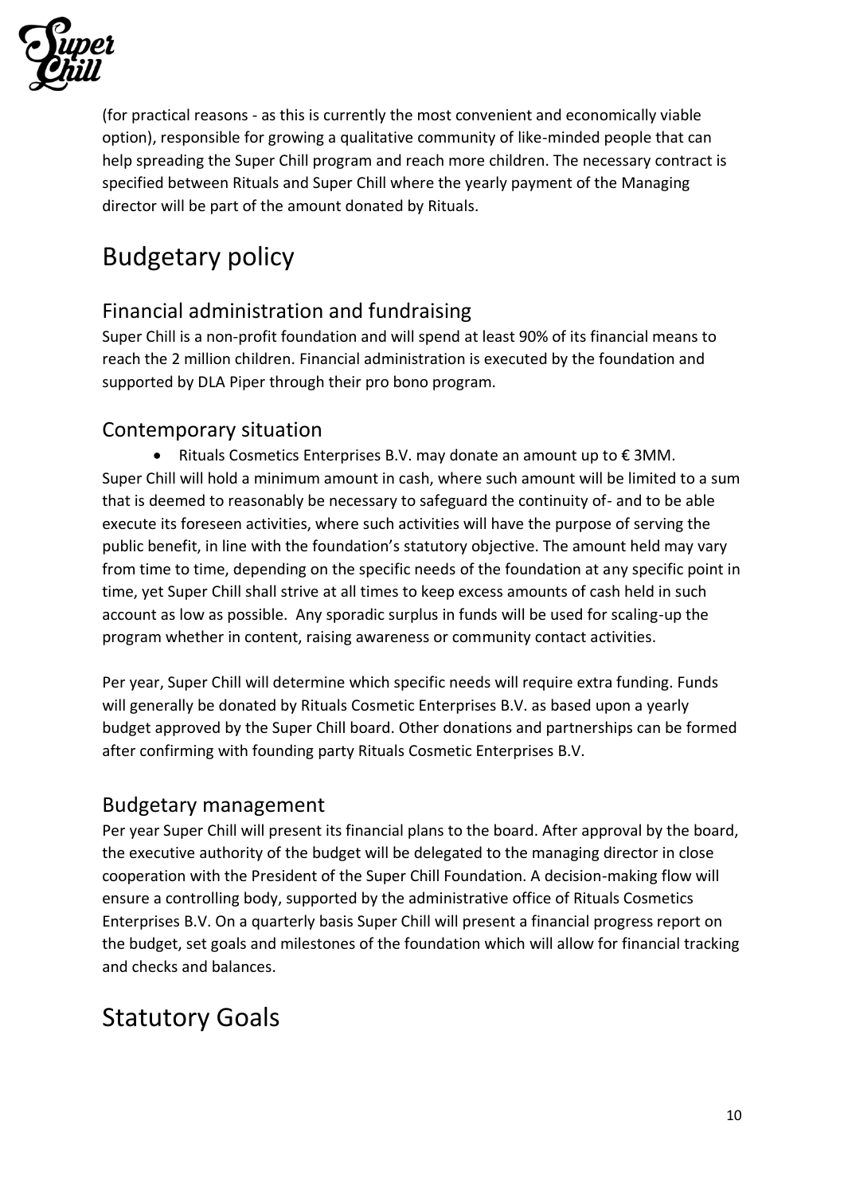(for practical reasons - as this is currently the most convenient and economically viable option), responsible for growing a qualitative community of like-minded people that can help spreading the Super Chill program and reach more children. The necessary contract is specified between Rituals and Super Chill where the yearly payment of the Managing director will be part of the amount donated by Rituals.

# Budgetary policy

## Financial administration and fundraising

Super Chill is a non-profit foundation and will spend at least 90% of its financial means to reach the 2 million children. Financial administration is executed by the foundation and supported by DLA Piper through their pro bono program.

## Contemporary situation

- Rituals Cosmetics Enterprises B.V. may donate an amount up to € 3MM.

Super Chill will hold a minimum amount in cash, where such amount will be limited to a sum that is deemed to reasonably be necessary to safeguard the continuity of- and to be able execute its foreseen activities, where such activities will have the purpose of serving the public benefit, in line with the foundation's statutory objective. The amount held may vary from time to time, depending on the specific needs of the foundation at any specific point in time, yet Super Chill shall strive at all times to keep excess amounts of cash held in such account as low as possible. Any sporadic surplus in funds will be used for scaling-up the program whether in content, raising awareness or community contact activities.

Per year, Super Chill will determine which specific needs will require extra funding. Funds will generally be donated by Rituals Cosmetic Enterprises B.V. as based upon a yearly budget approved by the Super Chill board. Other donations and partnerships can be formed after confirming with founding party Rituals Cosmetic Enterprises B.V.

## Budgetary management

Per year Super Chill will present its financial plans to the board. After approval by the board, the executive authority of the budget will be delegated to the managing director in close cooperation with the President of the Super Chill Foundation. A decision-making flow will ensure a controlling body, supported by the administrative office of Rituals Cosmetics Enterprises B.V. On a quarterly basis Super Chill will present a financial progress report on the budget, set goals and milestones of the foundation which will allow for financial tracking and checks and balances.

# Statutory Goals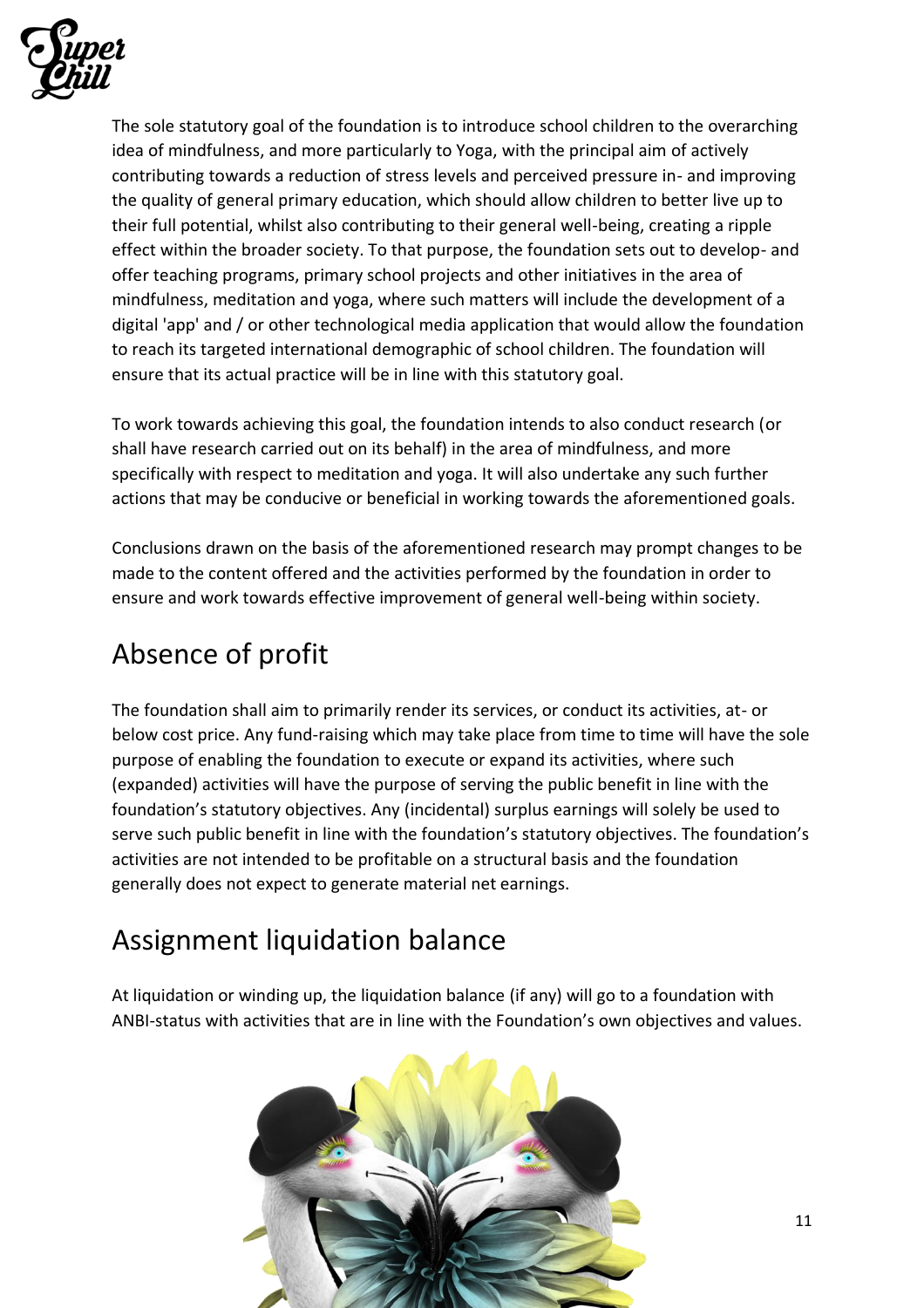The sole statutory goal of the foundation is to introduce school children to the overarching idea of mindfulness, and more particularly to Yoga, with the principal aim of actively contributing towards a reduction of stress levels and perceived pressure in- and improving the quality of general primary education, which should allow children to better live up to their full potential, whilst also contributing to their general well-being, creating a ripple effect within the broader society. To that purpose, the foundation sets out to develop- and offer teaching programs, primary school projects and other initiatives in the area of mindfulness, meditation and yoga, where such matters will include the development of a digital 'app' and / or other technological media application that would allow the foundation to reach its targeted international demographic of school children. The foundation will ensure that its actual practice will be in line with this statutory goal.

To work towards achieving this goal, the foundation intends to also conduct research (or shall have research carried out on its behalf) in the area of mindfulness, and more specifically with respect to meditation and yoga. It will also undertake any such further actions that may be conducive or beneficial in working towards the aforementioned goals.

Conclusions drawn on the basis of the aforementioned research may prompt changes to be made to the content offered and the activities performed by the foundation in order to ensure and work towards effective improvement of general well-being within society.

## Absence of profit

The foundation shall aim to primarily render its services, or conduct its activities, at- or below cost price. Any fund-raising which may take place from time to time will have the sole purpose of enabling the foundation to execute or expand its activities, where such (expanded) activities will have the purpose of serving the public benefit in line with the foundation's statutory objectives. Any (incidental) surplus earnings will solely be used to serve such public benefit in line with the foundation's statutory objectives. The foundation's activities are not intended to be profitable on a structural basis and the foundation generally does not expect to generate material net earnings.

## Assignment liquidation balance

At liquidation or winding up, the liquidation balance (if any) will go to a foundation with ANBI-status with activities that are in line with the Foundation's own objectives and values.